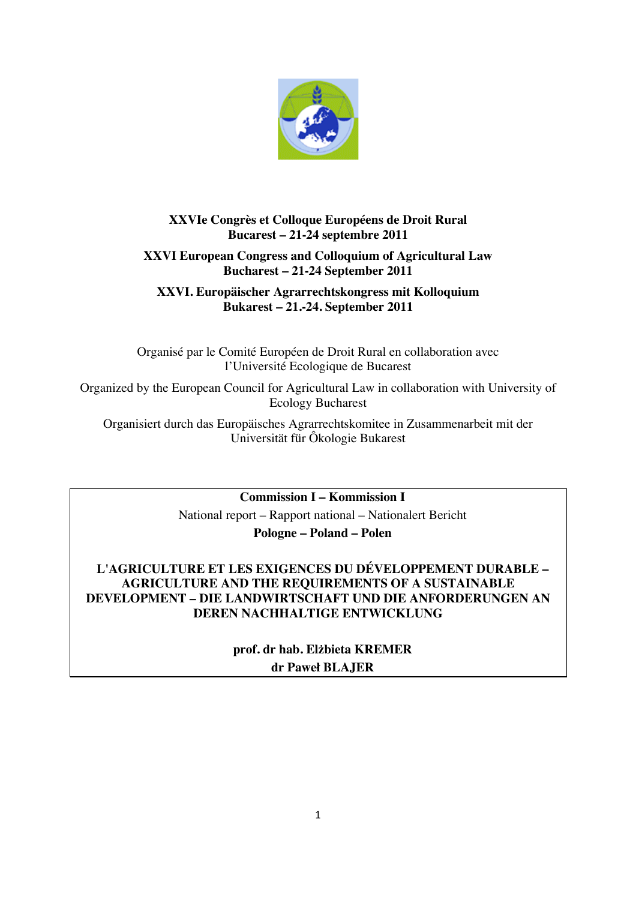**XXVIe Congrès et Colloque Européens de Droit Rural**
**Bucarest – 21-24 septembre 2011**

**XXVI European Congress and Colloquium of Agricultural Law**
**Bucharest – 21-24 September 2011**

**XXVI. Europäischer Agrarrechtskongress mit Kolloquium**
**Bukarest – 21.-24. September 2011**

Organisé par le Comité Européen de Droit Rural en collaboration avec l'Université Ecologique de Bucarest

Organized by the European Council for Agricultural Law in collaboration with University of Ecology Bucharest

Organisiert durch das Europäisches Agrarrechtskomitee in Zusammenarbeit mit der Universität für Ôkologie Bukarest

**Commission I – Kommission I**

National report – Rapport national – Nationalert Bericht

**Pologne – Poland – Polen**

# L'AGRICULTURE ET LES EXIGENCES DU DÉVELOPPEMENT DURABLE – AGRICULTURE AND THE REQUIREMENTS OF A SUSTAINABLE DEVELOPMENT – DIE LANDWIRTSCHAFT UND DIE ANFORDERUNGEN AN DEREN NACHHALTIGE ENTWICKLUNG

**prof. dr hab. Elżbieta KREMER**
**dr Paweł BLAJER**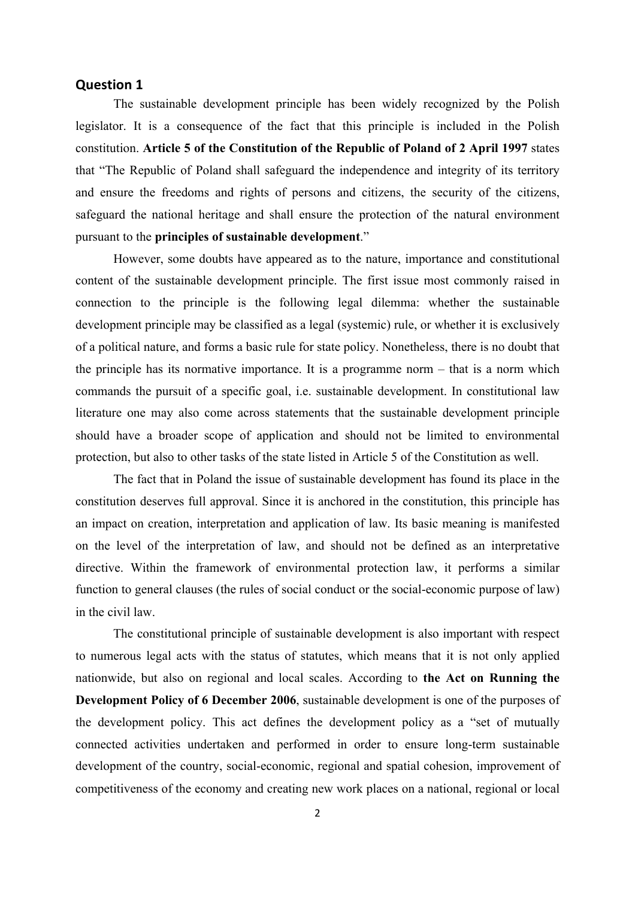## Question 1

The sustainable development principle has been widely recognized by the Polish legislator. It is a consequence of the fact that this principle is included in the Polish constitution. **Article 5 of the Constitution of the Republic of Poland of 2 April 1997** states that "The Republic of Poland shall safeguard the independence and integrity of its territory and ensure the freedoms and rights of persons and citizens, the security of the citizens, safeguard the national heritage and shall ensure the protection of the natural environment pursuant to the **principles of sustainable development**."

However, some doubts have appeared as to the nature, importance and constitutional content of the sustainable development principle. The first issue most commonly raised in connection to the principle is the following legal dilemma: whether the sustainable development principle may be classified as a legal (systemic) rule, or whether it is exclusively of a political nature, and forms a basic rule for state policy. Nonetheless, there is no doubt that the principle has its normative importance. It is a programme norm – that is a norm which commands the pursuit of a specific goal, i.e. sustainable development. In constitutional law literature one may also come across statements that the sustainable development principle should have a broader scope of application and should not be limited to environmental protection, but also to other tasks of the state listed in Article 5 of the Constitution as well.

The fact that in Poland the issue of sustainable development has found its place in the constitution deserves full approval. Since it is anchored in the constitution, this principle has an impact on creation, interpretation and application of law. Its basic meaning is manifested on the level of the interpretation of law, and should not be defined as an interpretative directive. Within the framework of environmental protection law, it performs a similar function to general clauses (the rules of social conduct or the social-economic purpose of law) in the civil law.

The constitutional principle of sustainable development is also important with respect to numerous legal acts with the status of statutes, which means that it is not only applied nationwide, but also on regional and local scales. According to **the Act on Running the Development Policy of 6 December 2006**, sustainable development is one of the purposes of the development policy. This act defines the development policy as a "set of mutually connected activities undertaken and performed in order to ensure long-term sustainable development of the country, social-economic, regional and spatial cohesion, improvement of competitiveness of the economy and creating new work places on a national, regional or local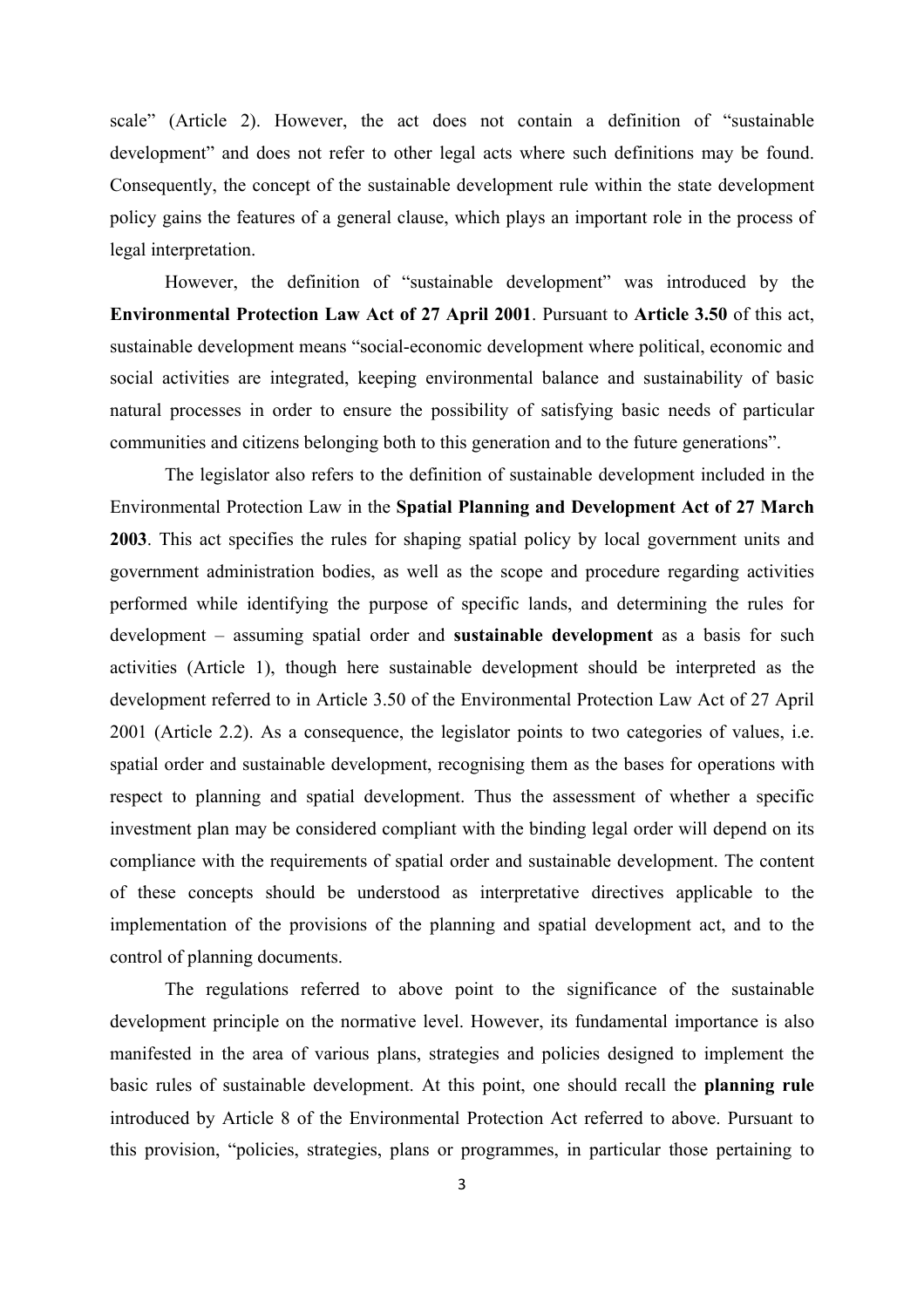scale" (Article 2). However, the act does not contain a definition of "sustainable development" and does not refer to other legal acts where such definitions may be found. Consequently, the concept of the sustainable development rule within the state development policy gains the features of a general clause, which plays an important role in the process of legal interpretation.

However, the definition of "sustainable development" was introduced by the **Environmental Protection Law Act of 27 April 2001**. Pursuant to **Article 3.50** of this act, sustainable development means "social-economic development where political, economic and social activities are integrated, keeping environmental balance and sustainability of basic natural processes in order to ensure the possibility of satisfying basic needs of particular communities and citizens belonging both to this generation and to the future generations".

The legislator also refers to the definition of sustainable development included in the Environmental Protection Law in the **Spatial Planning and Development Act of 27 March 2003**. This act specifies the rules for shaping spatial policy by local government units and government administration bodies, as well as the scope and procedure regarding activities performed while identifying the purpose of specific lands, and determining the rules for development – assuming spatial order and **sustainable development** as a basis for such activities (Article 1), though here sustainable development should be interpreted as the development referred to in Article 3.50 of the Environmental Protection Law Act of 27 April 2001 (Article 2.2). As a consequence, the legislator points to two categories of values, i.e. spatial order and sustainable development, recognising them as the bases for operations with respect to planning and spatial development. Thus the assessment of whether a specific investment plan may be considered compliant with the binding legal order will depend on its compliance with the requirements of spatial order and sustainable development. The content of these concepts should be understood as interpretative directives applicable to the implementation of the provisions of the planning and spatial development act, and to the control of planning documents.

The regulations referred to above point to the significance of the sustainable development principle on the normative level. However, its fundamental importance is also manifested in the area of various plans, strategies and policies designed to implement the basic rules of sustainable development. At this point, one should recall the **planning rule** introduced by Article 8 of the Environmental Protection Act referred to above. Pursuant to this provision, "policies, strategies, plans or programmes, in particular those pertaining to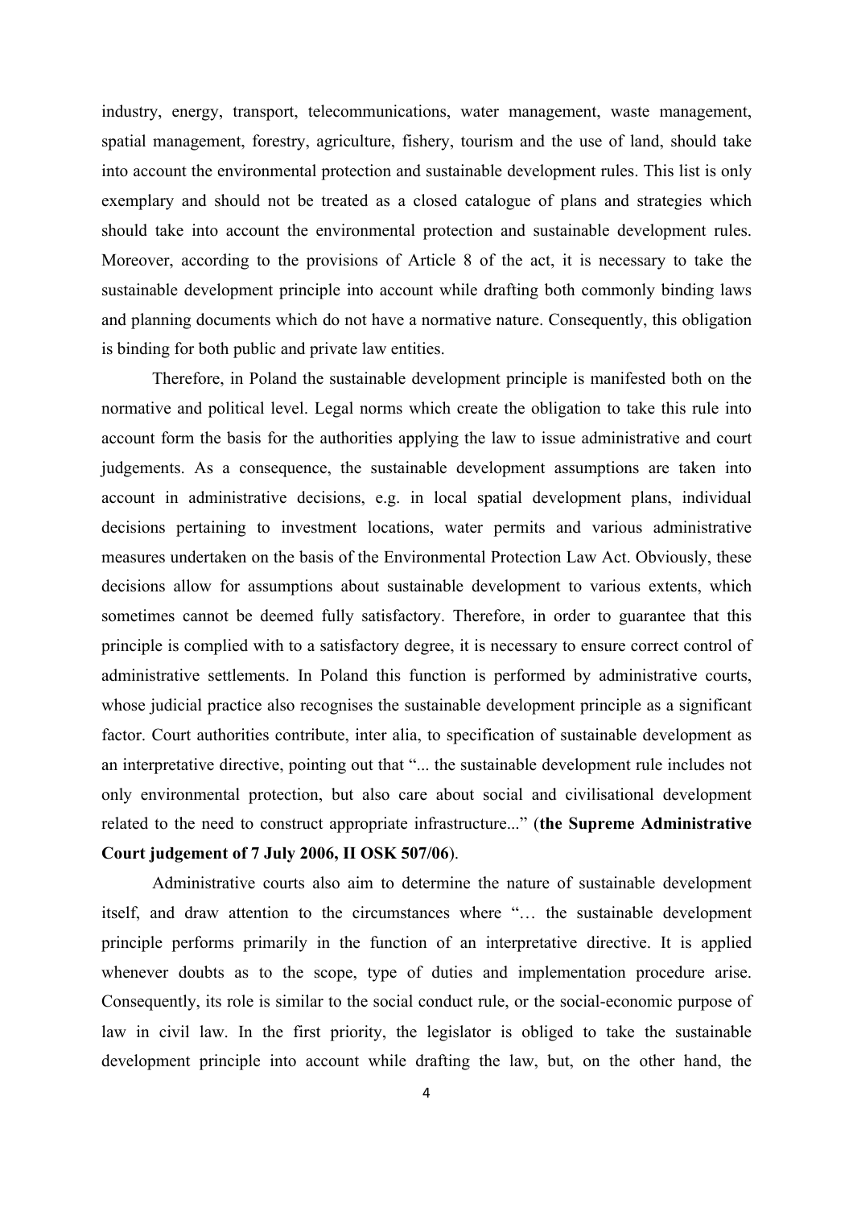industry, energy, transport, telecommunications, water management, waste management, spatial management, forestry, agriculture, fishery, tourism and the use of land, should take into account the environmental protection and sustainable development rules. This list is only exemplary and should not be treated as a closed catalogue of plans and strategies which should take into account the environmental protection and sustainable development rules. Moreover, according to the provisions of Article 8 of the act, it is necessary to take the sustainable development principle into account while drafting both commonly binding laws and planning documents which do not have a normative nature. Consequently, this obligation is binding for both public and private law entities.

Therefore, in Poland the sustainable development principle is manifested both on the normative and political level. Legal norms which create the obligation to take this rule into account form the basis for the authorities applying the law to issue administrative and court judgements. As a consequence, the sustainable development assumptions are taken into account in administrative decisions, e.g. in local spatial development plans, individual decisions pertaining to investment locations, water permits and various administrative measures undertaken on the basis of the Environmental Protection Law Act. Obviously, these decisions allow for assumptions about sustainable development to various extents, which sometimes cannot be deemed fully satisfactory. Therefore, in order to guarantee that this principle is complied with to a satisfactory degree, it is necessary to ensure correct control of administrative settlements. In Poland this function is performed by administrative courts, whose judicial practice also recognises the sustainable development principle as a significant factor. Court authorities contribute, inter alia, to specification of sustainable development as an interpretative directive, pointing out that "... the sustainable development rule includes not only environmental protection, but also care about social and civilisational development related to the need to construct appropriate infrastructure..." (**the Supreme Administrative Court judgement of 7 July 2006, II OSK 507/06**).

Administrative courts also aim to determine the nature of sustainable development itself, and draw attention to the circumstances where "… the sustainable development principle performs primarily in the function of an interpretative directive. It is applied whenever doubts as to the scope, type of duties and implementation procedure arise. Consequently, its role is similar to the social conduct rule, or the social-economic purpose of law in civil law. In the first priority, the legislator is obliged to take the sustainable development principle into account while drafting the law, but, on the other hand, the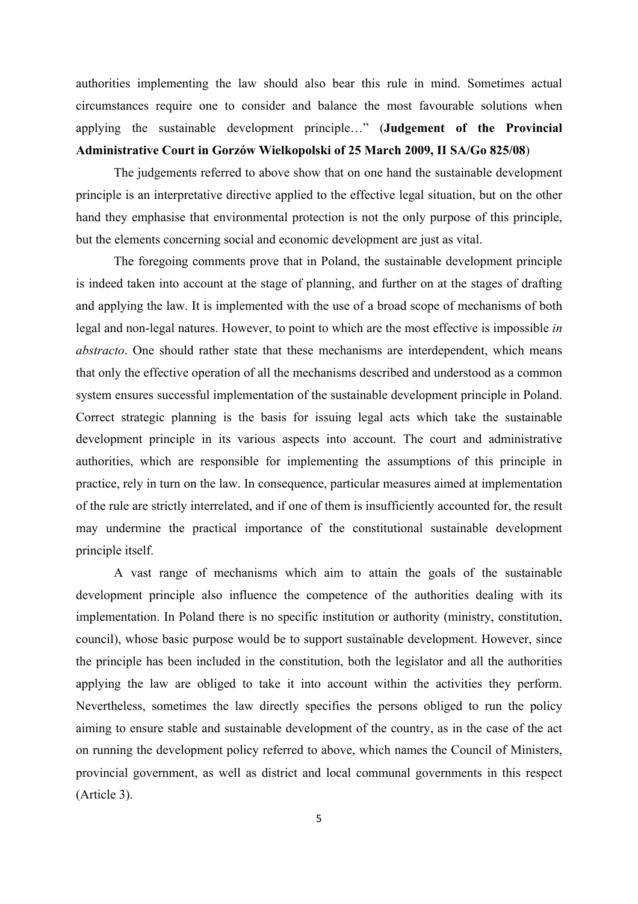authorities implementing the law should also bear this rule in mind. Sometimes actual circumstances require one to consider and balance the most favourable solutions when applying the sustainable development principle…" (**Judgement of the Provincial Administrative Court in Gorzów Wielkopolski of 25 March 2009, II SA/Go 825/08**)

The judgements referred to above show that on one hand the sustainable development principle is an interpretative directive applied to the effective legal situation, but on the other hand they emphasise that environmental protection is not the only purpose of this principle, but the elements concerning social and economic development are just as vital.

The foregoing comments prove that in Poland, the sustainable development principle is indeed taken into account at the stage of planning, and further on at the stages of drafting and applying the law. It is implemented with the use of a broad scope of mechanisms of both legal and non-legal natures. However, to point to which are the most effective is impossible *in abstracto*. One should rather state that these mechanisms are interdependent, which means that only the effective operation of all the mechanisms described and understood as a common system ensures successful implementation of the sustainable development principle in Poland. Correct strategic planning is the basis for issuing legal acts which take the sustainable development principle in its various aspects into account. The court and administrative authorities, which are responsible for implementing the assumptions of this principle in practice, rely in turn on the law. In consequence, particular measures aimed at implementation of the rule are strictly interrelated, and if one of them is insufficiently accounted for, the result may undermine the practical importance of the constitutional sustainable development principle itself.

A vast range of mechanisms which aim to attain the goals of the sustainable development principle also influence the competence of the authorities dealing with its implementation. In Poland there is no specific institution or authority (ministry, constitution, council), whose basic purpose would be to support sustainable development. However, since the principle has been included in the constitution, both the legislator and all the authorities applying the law are obliged to take it into account within the activities they perform. Nevertheless, sometimes the law directly specifies the persons obliged to run the policy aiming to ensure stable and sustainable development of the country, as in the case of the act on running the development policy referred to above, which names the Council of Ministers, provincial government, as well as district and local communal governments in this respect (Article 3).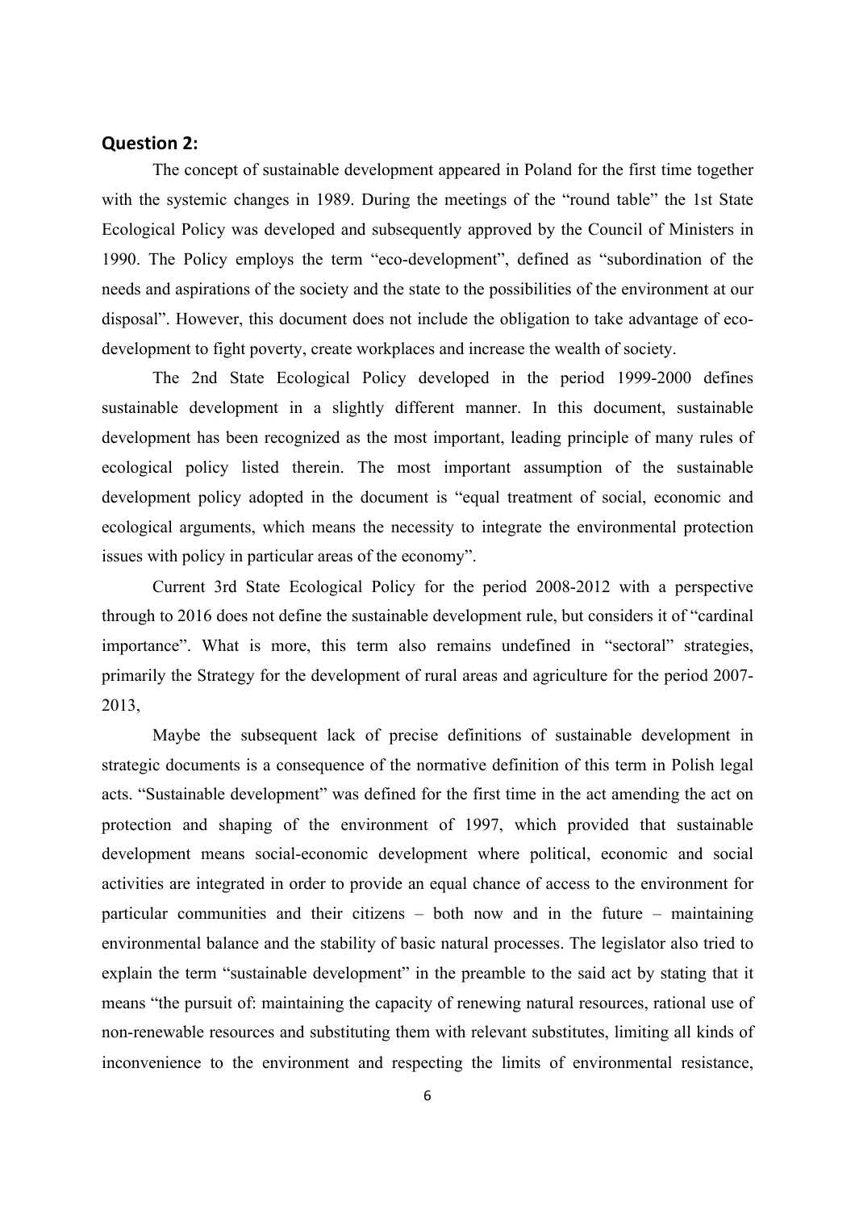**Question 2:**

The concept of sustainable development appeared in Poland for the first time together with the systemic changes in 1989. During the meetings of the "round table" the 1st State Ecological Policy was developed and subsequently approved by the Council of Ministers in 1990. The Policy employs the term "eco-development", defined as "subordination of the needs and aspirations of the society and the state to the possibilities of the environment at our disposal". However, this document does not include the obligation to take advantage of eco-development to fight poverty, create workplaces and increase the wealth of society.

The 2nd State Ecological Policy developed in the period 1999-2000 defines sustainable development in a slightly different manner. In this document, sustainable development has been recognized as the most important, leading principle of many rules of ecological policy listed therein. The most important assumption of the sustainable development policy adopted in the document is "equal treatment of social, economic and ecological arguments, which means the necessity to integrate the environmental protection issues with policy in particular areas of the economy".

Current 3rd State Ecological Policy for the period 2008-2012 with a perspective through to 2016 does not define the sustainable development rule, but considers it of "cardinal importance". What is more, this term also remains undefined in "sectoral" strategies, primarily the Strategy for the development of rural areas and agriculture for the period 2007-2013,

Maybe the subsequent lack of precise definitions of sustainable development in strategic documents is a consequence of the normative definition of this term in Polish legal acts. "Sustainable development" was defined for the first time in the act amending the act on protection and shaping of the environment of 1997, which provided that sustainable development means social-economic development where political, economic and social activities are integrated in order to provide an equal chance of access to the environment for particular communities and their citizens – both now and in the future – maintaining environmental balance and the stability of basic natural processes. The legislator also tried to explain the term "sustainable development" in the preamble to the said act by stating that it means "the pursuit of: maintaining the capacity of renewing natural resources, rational use of non-renewable resources and substituting them with relevant substitutes, limiting all kinds of inconvenience to the environment and respecting the limits of environmental resistance,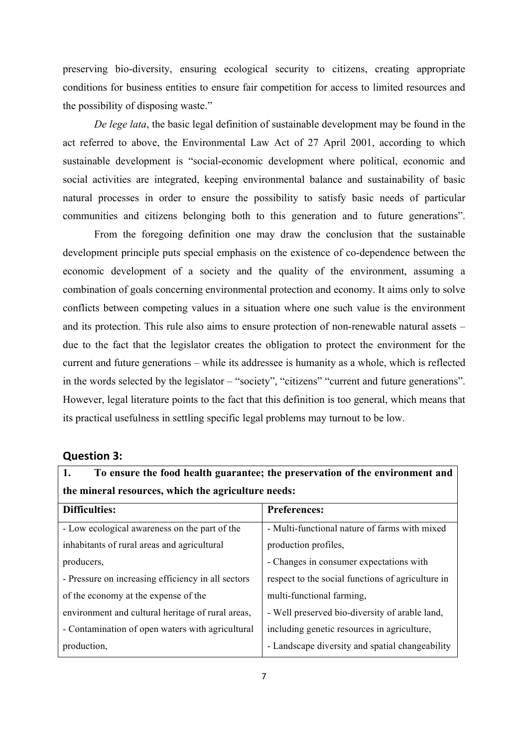preserving bio-diversity, ensuring ecological security to citizens, creating appropriate conditions for business entities to ensure fair competition for access to limited resources and the possibility of disposing waste."

*De lege lata*, the basic legal definition of sustainable development may be found in the act referred to above, the Environmental Law Act of 27 April 2001, according to which sustainable development is "social-economic development where political, economic and social activities are integrated, keeping environmental balance and sustainability of basic natural processes in order to ensure the possibility to satisfy basic needs of particular communities and citizens belonging both to this generation and to future generations".

From the foregoing definition one may draw the conclusion that the sustainable development principle puts special emphasis on the existence of co-dependence between the economic development of a society and the quality of the environment, assuming a combination of goals concerning environmental protection and economy. It aims only to solve conflicts between competing values in a situation where one such value is the environment and its protection. This rule also aims to ensure protection of non-renewable natural assets – due to the fact that the legislator creates the obligation to protect the environment for the current and future generations – while its addressee is humanity as a whole, which is reflected in the words selected by the legislator – "society", "citizens" "current and future generations". However, legal literature points to the fact that this definition is too general, which means that its practical usefulness in settling specific legal problems may turnout to be low.

## Question 3:

| **1. To ensure the food health guarantee; the preservation of the environment and the mineral resources, which the agriculture needs:** | |
|---|---|
| **Difficulties:** | **Preferences:** |
| - Low ecological awareness on the part of the inhabitants of rural areas and agricultural producers,<br>- Pressure on increasing efficiency in all sectors of the economy at the expense of the environment and cultural heritage of rural areas,<br>- Contamination of open waters with agricultural production, | - Multi-functional nature of farms with mixed production profiles,<br>- Changes in consumer expectations with respect to the social functions of agriculture in multi-functional farming,<br>- Well preserved bio-diversity of arable land, including genetic resources in agriculture,<br>- Landscape diversity and spatial changeability |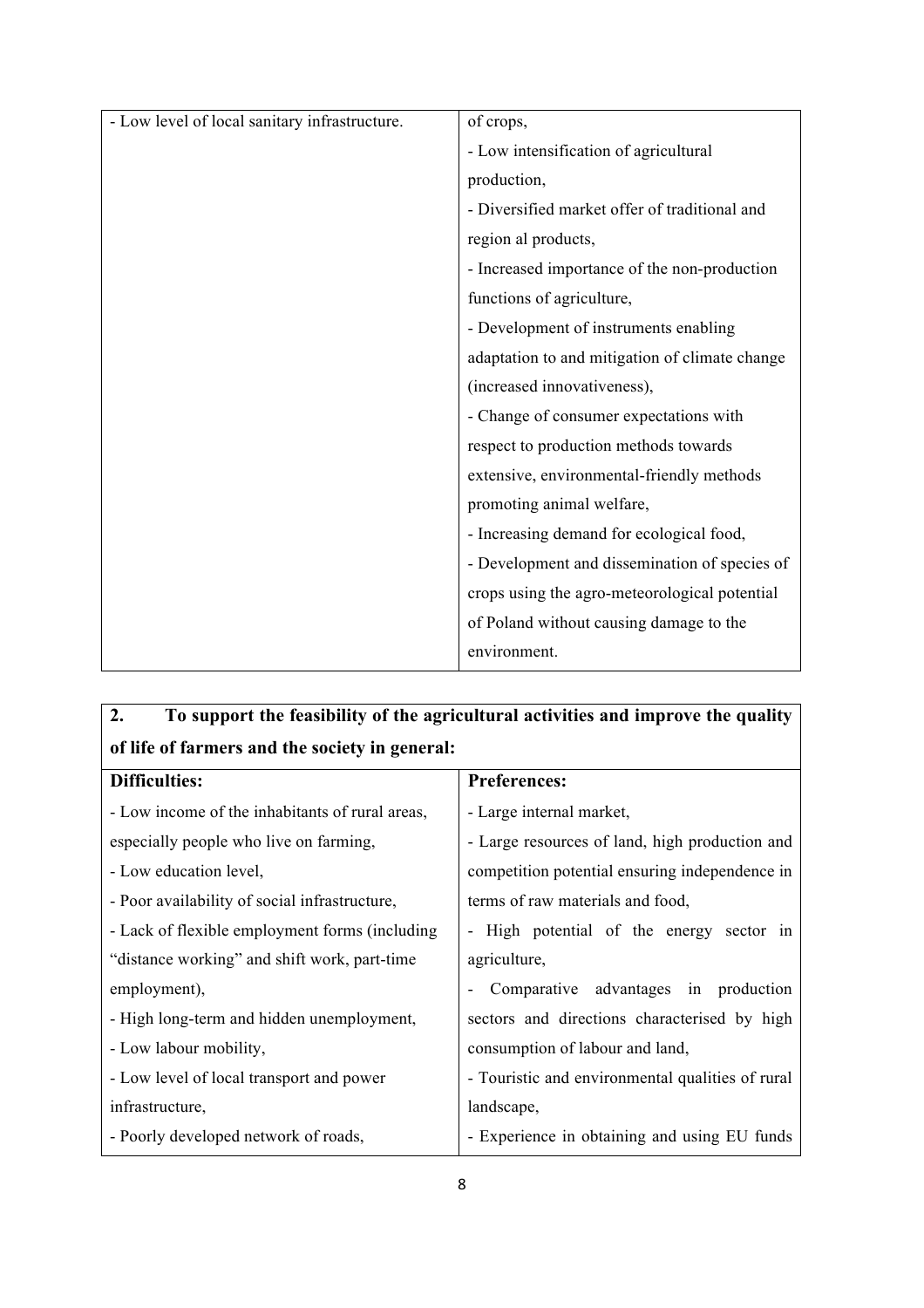| | |
|---|---|
| - Low level of local sanitary infrastructure. | of crops,<br>- Low intensification of agricultural production,<br>- Diversified market offer of traditional and region al products,<br>- Increased importance of the non-production functions of agriculture,<br>- Development of instruments enabling adaptation to and mitigation of climate change (increased innovativeness),<br>- Change of consumer expectations with respect to production methods towards extensive, environmental-friendly methods promoting animal welfare,<br>- Increasing demand for ecological food,<br>- Development and dissemination of species of crops using the agro-meteorological potential of Poland without causing damage to the environment. |

| **2. To support the feasibility of the agricultural activities and improve the quality of life of farmers and the society in general:** | |
|---|---|
| **Difficulties:** | **Preferences:** |
| - Low income of the inhabitants of rural areas, especially people who live on farming,<br>- Low education level,<br>- Poor availability of social infrastructure,<br>- Lack of flexible employment forms (including "distance working" and shift work, part-time employment),<br>- High long-term and hidden unemployment,<br>- Low labour mobility,<br>- Low level of local transport and power infrastructure,<br>- Poorly developed network of roads, | - Large internal market,<br>- Large resources of land, high production and competition potential ensuring independence in terms of raw materials and food,<br>- High potential of the energy sector in agriculture,<br>- Comparative advantages in production sectors and directions characterised by high consumption of labour and land,<br>- Touristic and environmental qualities of rural landscape,<br>- Experience in obtaining and using EU funds |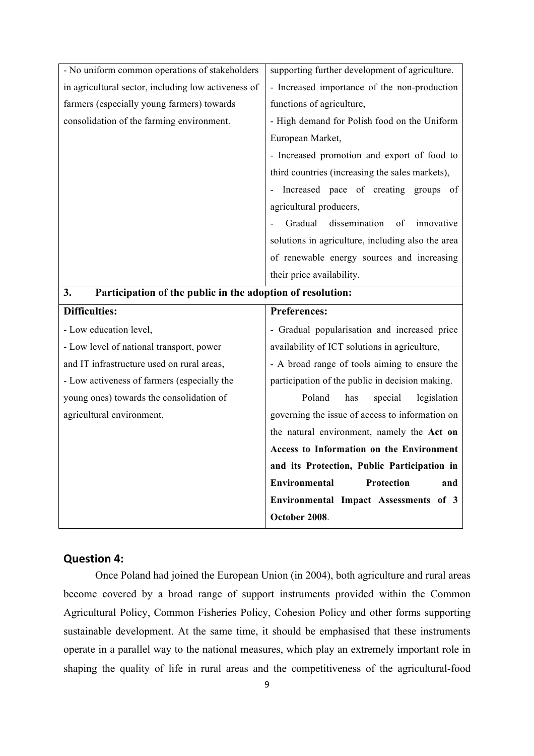| | |
|---|---|
| - No uniform common operations of stakeholders in agricultural sector, including low activeness of farmers (especially young farmers) towards consolidation of the farming environment. | supporting further development of agriculture.<br>- Increased importance of the non-production functions of agriculture,<br>- High demand for Polish food on the Uniform European Market,<br>- Increased promotion and export of food to third countries (increasing the sales markets),<br>- Increased pace of creating groups of agricultural producers,<br>- Gradual dissemination of innovative solutions in agriculture, including also the area of renewable energy sources and increasing their price availability. |
| **3. Participation of the public in the adoption of resolution:** | |
| **Difficulties:** | **Preferences:** |
| - Low education level,<br>- Low level of national transport, power and IT infrastructure used on rural areas,<br>- Low activeness of farmers (especially the young ones) towards the consolidation of agricultural environment, | - Gradual popularisation and increased price availability of ICT solutions in agriculture,<br>- A broad range of tools aiming to ensure the participation of the public in decision making.<br>Poland has special legislation governing the issue of access to information on the natural environment, namely the **Act on Access to Information on the Environment and its Protection, Public Participation in Environmental Protection and Environmental Impact Assessments of 3 October 2008**. |

## Question 4:

Once Poland had joined the European Union (in 2004), both agriculture and rural areas become covered by a broad range of support instruments provided within the Common Agricultural Policy, Common Fisheries Policy, Cohesion Policy and other forms supporting sustainable development. At the same time, it should be emphasised that these instruments operate in a parallel way to the national measures, which play an extremely important role in shaping the quality of life in rural areas and the competitiveness of the agricultural-food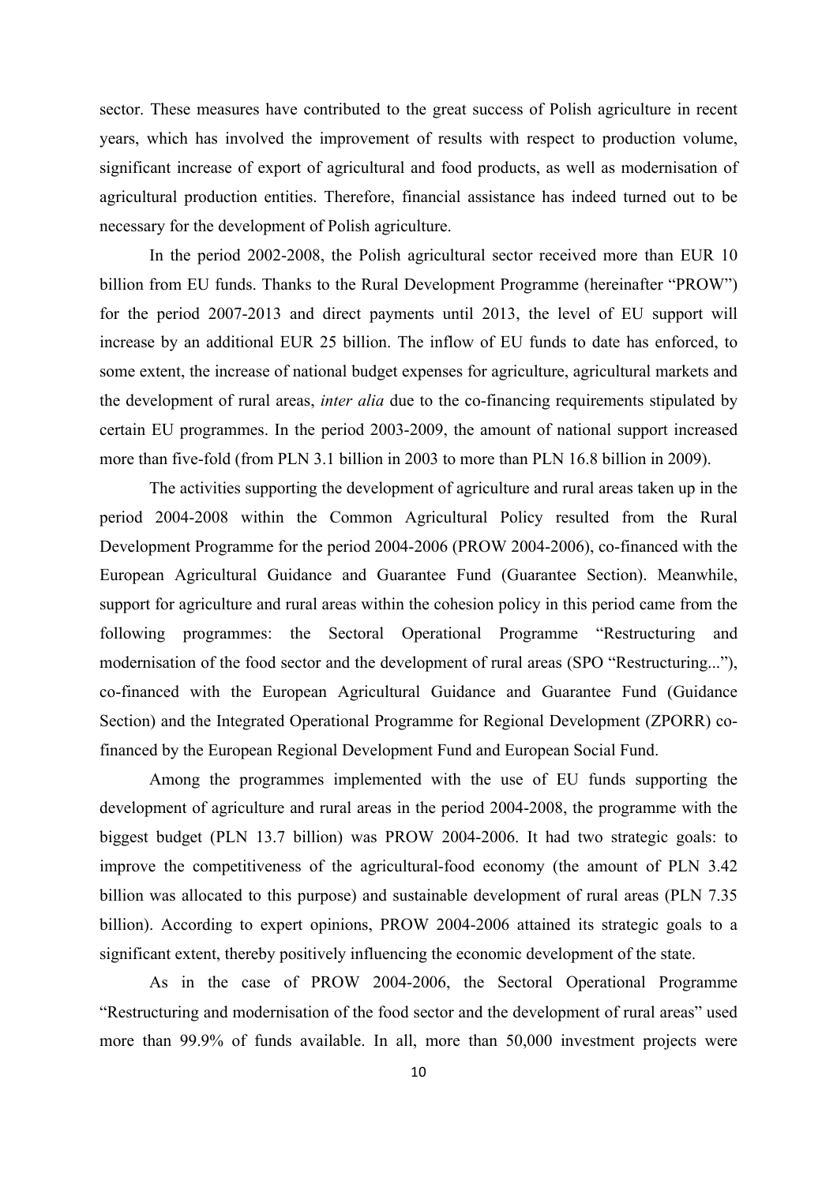sector. These measures have contributed to the great success of Polish agriculture in recent years, which has involved the improvement of results with respect to production volume, significant increase of export of agricultural and food products, as well as modernisation of agricultural production entities. Therefore, financial assistance has indeed turned out to be necessary for the development of Polish agriculture.

In the period 2002-2008, the Polish agricultural sector received more than EUR 10 billion from EU funds. Thanks to the Rural Development Programme (hereinafter "PROW") for the period 2007-2013 and direct payments until 2013, the level of EU support will increase by an additional EUR 25 billion. The inflow of EU funds to date has enforced, to some extent, the increase of national budget expenses for agriculture, agricultural markets and the development of rural areas, *inter alia* due to the co-financing requirements stipulated by certain EU programmes. In the period 2003-2009, the amount of national support increased more than five-fold (from PLN 3.1 billion in 2003 to more than PLN 16.8 billion in 2009).

The activities supporting the development of agriculture and rural areas taken up in the period 2004-2008 within the Common Agricultural Policy resulted from the Rural Development Programme for the period 2004-2006 (PROW 2004-2006), co-financed with the European Agricultural Guidance and Guarantee Fund (Guarantee Section). Meanwhile, support for agriculture and rural areas within the cohesion policy in this period came from the following programmes: the Sectoral Operational Programme "Restructuring and modernisation of the food sector and the development of rural areas (SPO "Restructuring..."), co-financed with the European Agricultural Guidance and Guarantee Fund (Guidance Section) and the Integrated Operational Programme for Regional Development (ZPORR) co-financed by the European Regional Development Fund and European Social Fund.

Among the programmes implemented with the use of EU funds supporting the development of agriculture and rural areas in the period 2004-2008, the programme with the biggest budget (PLN 13.7 billion) was PROW 2004-2006. It had two strategic goals: to improve the competitiveness of the agricultural-food economy (the amount of PLN 3.42 billion was allocated to this purpose) and sustainable development of rural areas (PLN 7.35 billion). According to expert opinions, PROW 2004-2006 attained its strategic goals to a significant extent, thereby positively influencing the economic development of the state.

As in the case of PROW 2004-2006, the Sectoral Operational Programme "Restructuring and modernisation of the food sector and the development of rural areas" used more than 99.9% of funds available. In all, more than 50,000 investment projects were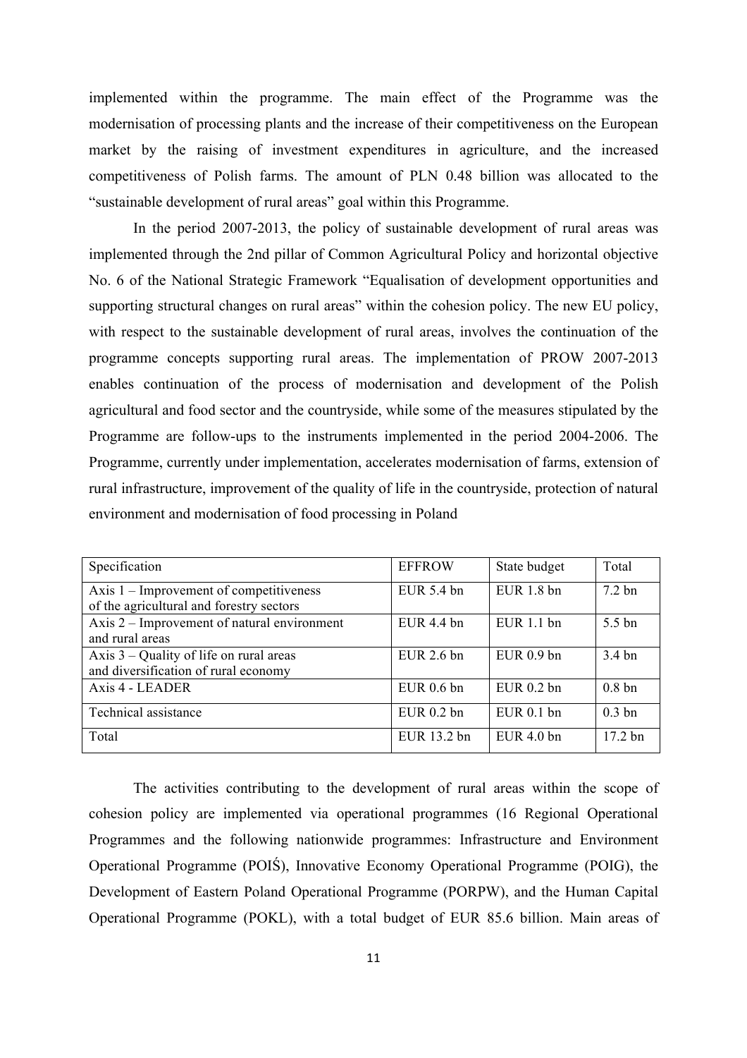implemented within the programme. The main effect of the Programme was the modernisation of processing plants and the increase of their competitiveness on the European market by the raising of investment expenditures in agriculture, and the increased competitiveness of Polish farms. The amount of PLN 0.48 billion was allocated to the "sustainable development of rural areas" goal within this Programme.

In the period 2007-2013, the policy of sustainable development of rural areas was implemented through the 2nd pillar of Common Agricultural Policy and horizontal objective No. 6 of the National Strategic Framework "Equalisation of development opportunities and supporting structural changes on rural areas" within the cohesion policy. The new EU policy, with respect to the sustainable development of rural areas, involves the continuation of the programme concepts supporting rural areas. The implementation of PROW 2007-2013 enables continuation of the process of modernisation and development of the Polish agricultural and food sector and the countryside, while some of the measures stipulated by the Programme are follow-ups to the instruments implemented in the period 2004-2006. The Programme, currently under implementation, accelerates modernisation of farms, extension of rural infrastructure, improvement of the quality of life in the countryside, protection of natural environment and modernisation of food processing in Poland

| Specification | EFFROW | State budget | Total |
|---|---|---|---|
| Axis 1 – Improvement of competitiveness of the agricultural and forestry sectors | EUR 5.4 bn | EUR 1.8 bn | 7.2 bn |
| Axis 2 – Improvement of natural environment and rural areas | EUR 4.4 bn | EUR 1.1 bn | 5.5 bn |
| Axis 3 – Quality of life on rural areas and diversification of rural economy | EUR 2.6 bn | EUR 0.9 bn | 3.4 bn |
| Axis 4 - LEADER | EUR 0.6 bn | EUR 0.2 bn | 0.8 bn |
| Technical assistance | EUR 0.2 bn | EUR 0.1 bn | 0.3 bn |
| Total | EUR 13.2 bn | EUR 4.0 bn | 17.2 bn |

The activities contributing to the development of rural areas within the scope of cohesion policy are implemented via operational programmes (16 Regional Operational Programmes and the following nationwide programmes: Infrastructure and Environment Operational Programme (POIŚ), Innovative Economy Operational Programme (POIG), the Development of Eastern Poland Operational Programme (PORPW), and the Human Capital Operational Programme (POKL), with a total budget of EUR 85.6 billion. Main areas of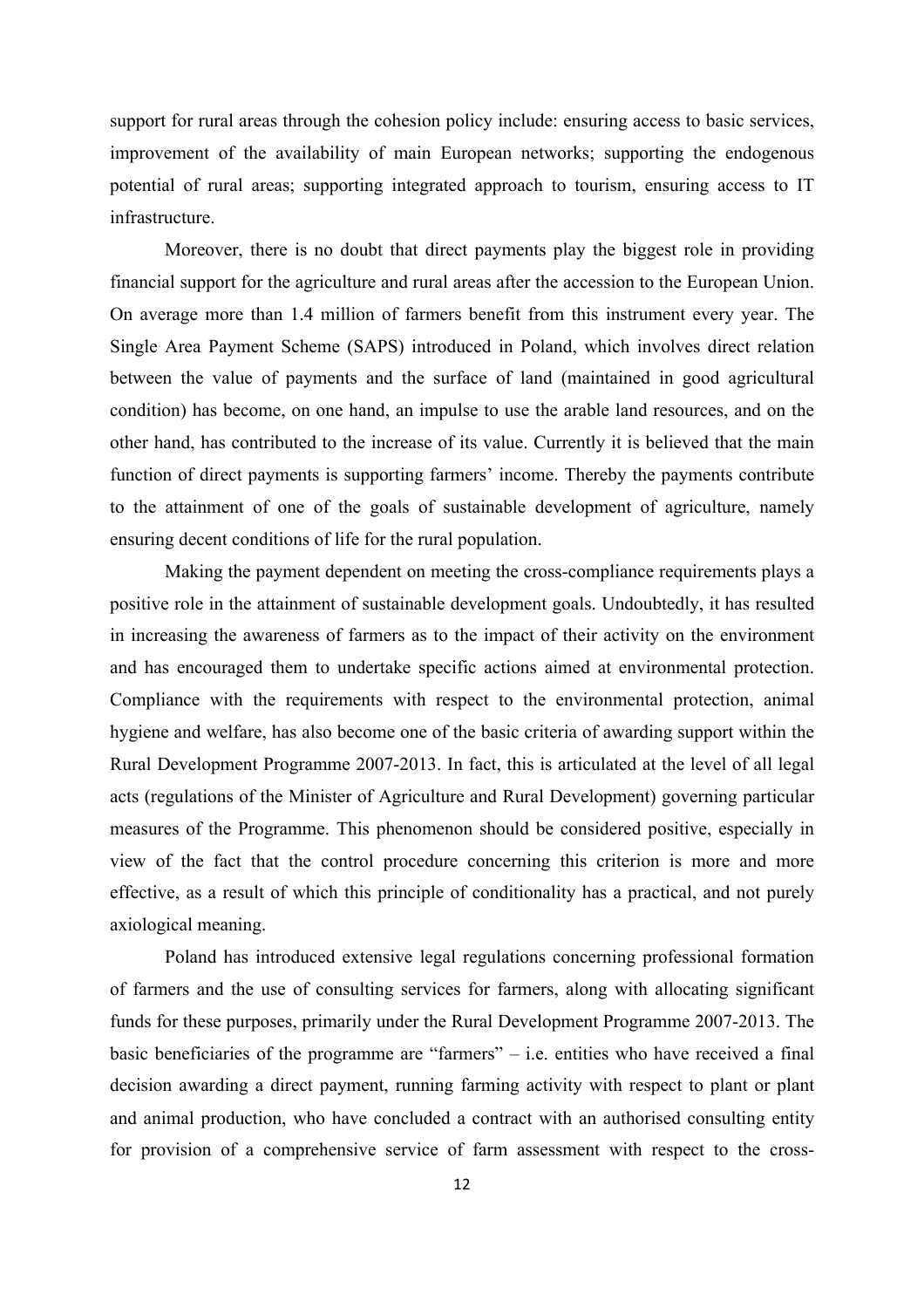support for rural areas through the cohesion policy include: ensuring access to basic services, improvement of the availability of main European networks; supporting the endogenous potential of rural areas; supporting integrated approach to tourism, ensuring access to IT infrastructure.

Moreover, there is no doubt that direct payments play the biggest role in providing financial support for the agriculture and rural areas after the accession to the European Union. On average more than 1.4 million of farmers benefit from this instrument every year. The Single Area Payment Scheme (SAPS) introduced in Poland, which involves direct relation between the value of payments and the surface of land (maintained in good agricultural condition) has become, on one hand, an impulse to use the arable land resources, and on the other hand, has contributed to the increase of its value. Currently it is believed that the main function of direct payments is supporting farmers' income. Thereby the payments contribute to the attainment of one of the goals of sustainable development of agriculture, namely ensuring decent conditions of life for the rural population.

Making the payment dependent on meeting the cross-compliance requirements plays a positive role in the attainment of sustainable development goals. Undoubtedly, it has resulted in increasing the awareness of farmers as to the impact of their activity on the environment and has encouraged them to undertake specific actions aimed at environmental protection. Compliance with the requirements with respect to the environmental protection, animal hygiene and welfare, has also become one of the basic criteria of awarding support within the Rural Development Programme 2007-2013. In fact, this is articulated at the level of all legal acts (regulations of the Minister of Agriculture and Rural Development) governing particular measures of the Programme. This phenomenon should be considered positive, especially in view of the fact that the control procedure concerning this criterion is more and more effective, as a result of which this principle of conditionality has a practical, and not purely axiological meaning.

Poland has introduced extensive legal regulations concerning professional formation of farmers and the use of consulting services for farmers, along with allocating significant funds for these purposes, primarily under the Rural Development Programme 2007-2013. The basic beneficiaries of the programme are "farmers" – i.e. entities who have received a final decision awarding a direct payment, running farming activity with respect to plant or plant and animal production, who have concluded a contract with an authorised consulting entity for provision of a comprehensive service of farm assessment with respect to the cross-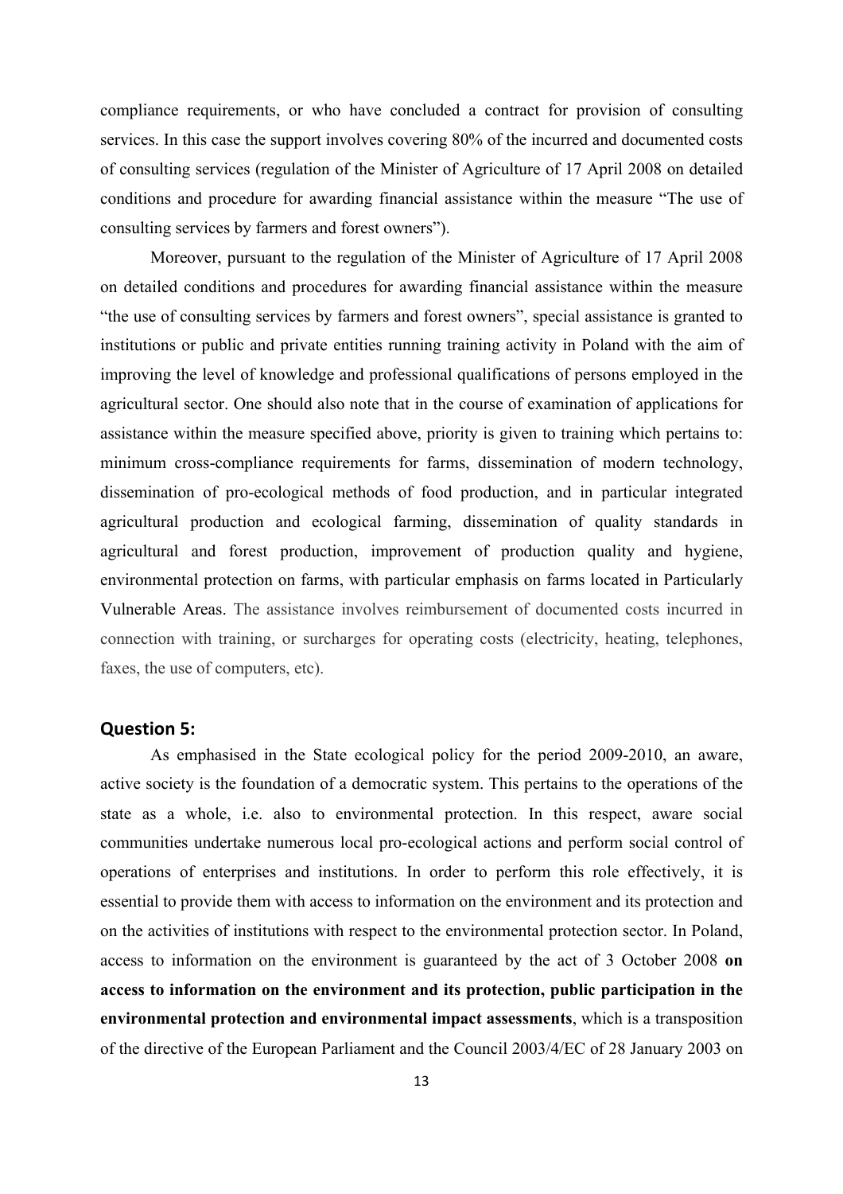compliance requirements, or who have concluded a contract for provision of consulting services. In this case the support involves covering 80% of the incurred and documented costs of consulting services (regulation of the Minister of Agriculture of 17 April 2008 on detailed conditions and procedure for awarding financial assistance within the measure “The use of consulting services by farmers and forest owners”).

Moreover, pursuant to the regulation of the Minister of Agriculture of 17 April 2008 on detailed conditions and procedures for awarding financial assistance within the measure “the use of consulting services by farmers and forest owners”, special assistance is granted to institutions or public and private entities running training activity in Poland with the aim of improving the level of knowledge and professional qualifications of persons employed in the agricultural sector. One should also note that in the course of examination of applications for assistance within the measure specified above, priority is given to training which pertains to: minimum cross-compliance requirements for farms, dissemination of modern technology, dissemination of pro-ecological methods of food production, and in particular integrated agricultural production and ecological farming, dissemination of quality standards in agricultural and forest production, improvement of production quality and hygiene, environmental protection on farms, with particular emphasis on farms located in Particularly Vulnerable Areas. The assistance involves reimbursement of documented costs incurred in connection with training, or surcharges for operating costs (electricity, heating, telephones, faxes, the use of computers, etc).

### Question 5:

As emphasised in the State ecological policy for the period 2009-2010, an aware, active society is the foundation of a democratic system. This pertains to the operations of the state as a whole, i.e. also to environmental protection. In this respect, aware social communities undertake numerous local pro-ecological actions and perform social control of operations of enterprises and institutions. In order to perform this role effectively, it is essential to provide them with access to information on the environment and its protection and on the activities of institutions with respect to the environmental protection sector. In Poland, access to information on the environment is guaranteed by the act of 3 October 2008 **on access to information on the environment and its protection, public participation in the environmental protection and environmental impact assessments**, which is a transposition of the directive of the European Parliament and the Council 2003/4/EC of 28 January 2003 on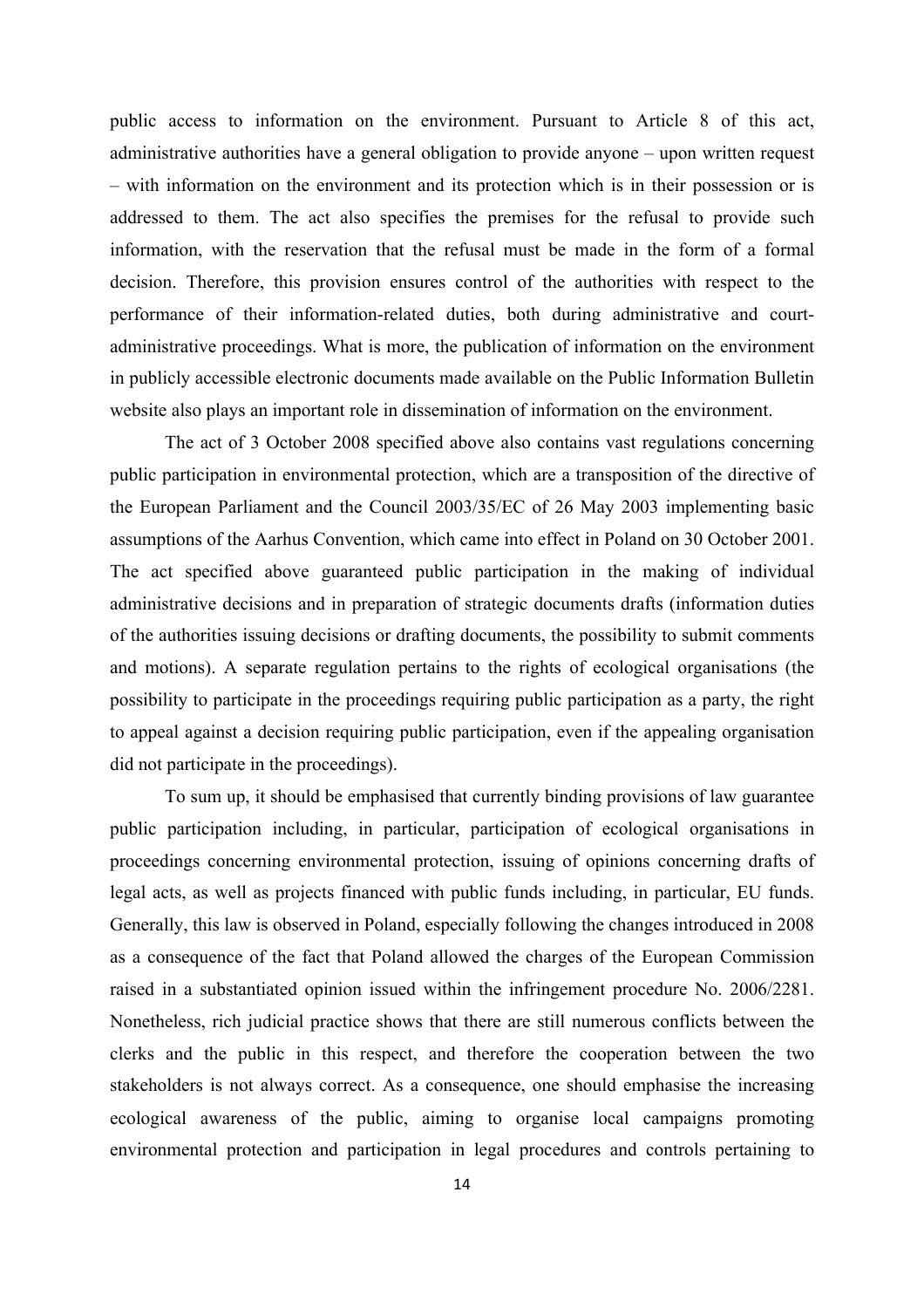public access to information on the environment. Pursuant to Article 8 of this act, administrative authorities have a general obligation to provide anyone – upon written request – with information on the environment and its protection which is in their possession or is addressed to them. The act also specifies the premises for the refusal to provide such information, with the reservation that the refusal must be made in the form of a formal decision. Therefore, this provision ensures control of the authorities with respect to the performance of their information-related duties, both during administrative and court-administrative proceedings. What is more, the publication of information on the environment in publicly accessible electronic documents made available on the Public Information Bulletin website also plays an important role in dissemination of information on the environment.

The act of 3 October 2008 specified above also contains vast regulations concerning public participation in environmental protection, which are a transposition of the directive of the European Parliament and the Council 2003/35/EC of 26 May 2003 implementing basic assumptions of the Aarhus Convention, which came into effect in Poland on 30 October 2001. The act specified above guaranteed public participation in the making of individual administrative decisions and in preparation of strategic documents drafts (information duties of the authorities issuing decisions or drafting documents, the possibility to submit comments and motions). A separate regulation pertains to the rights of ecological organisations (the possibility to participate in the proceedings requiring public participation as a party, the right to appeal against a decision requiring public participation, even if the appealing organisation did not participate in the proceedings).

To sum up, it should be emphasised that currently binding provisions of law guarantee public participation including, in particular, participation of ecological organisations in proceedings concerning environmental protection, issuing of opinions concerning drafts of legal acts, as well as projects financed with public funds including, in particular, EU funds. Generally, this law is observed in Poland, especially following the changes introduced in 2008 as a consequence of the fact that Poland allowed the charges of the European Commission raised in a substantiated opinion issued within the infringement procedure No. 2006/2281. Nonetheless, rich judicial practice shows that there are still numerous conflicts between the clerks and the public in this respect, and therefore the cooperation between the two stakeholders is not always correct. As a consequence, one should emphasise the increasing ecological awareness of the public, aiming to organise local campaigns promoting environmental protection and participation in legal procedures and controls pertaining to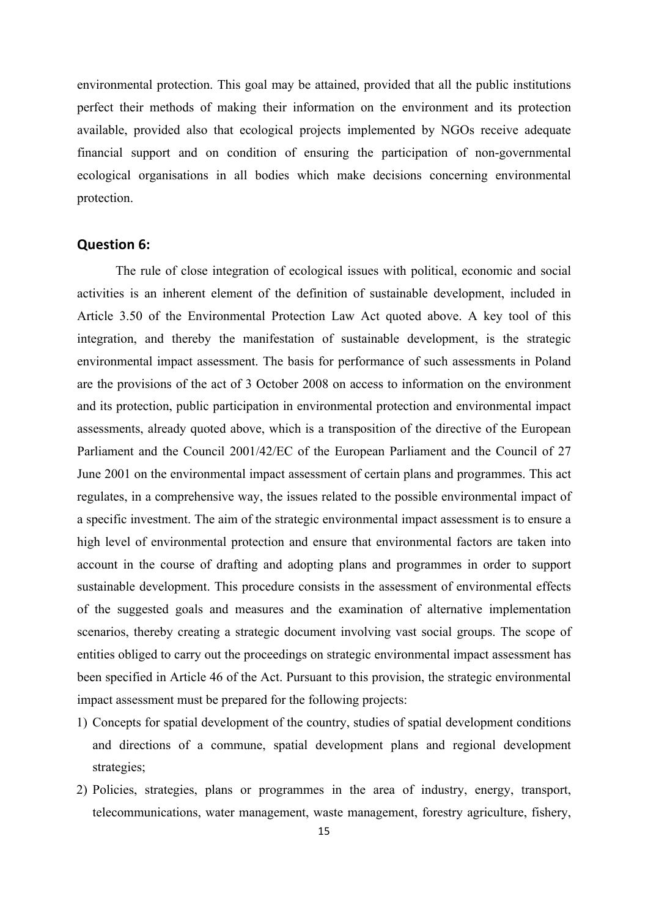environmental protection. This goal may be attained, provided that all the public institutions perfect their methods of making their information on the environment and its protection available, provided also that ecological projects implemented by NGOs receive adequate financial support and on condition of ensuring the participation of non-governmental ecological organisations in all bodies which make decisions concerning environmental protection.

### Question 6:

The rule of close integration of ecological issues with political, economic and social activities is an inherent element of the definition of sustainable development, included in Article 3.50 of the Environmental Protection Law Act quoted above. A key tool of this integration, and thereby the manifestation of sustainable development, is the strategic environmental impact assessment. The basis for performance of such assessments in Poland are the provisions of the act of 3 October 2008 on access to information on the environment and its protection, public participation in environmental protection and environmental impact assessments, already quoted above, which is a transposition of the directive of the European Parliament and the Council 2001/42/EC of the European Parliament and the Council of 27 June 2001 on the environmental impact assessment of certain plans and programmes. This act regulates, in a comprehensive way, the issues related to the possible environmental impact of a specific investment. The aim of the strategic environmental impact assessment is to ensure a high level of environmental protection and ensure that environmental factors are taken into account in the course of drafting and adopting plans and programmes in order to support sustainable development. This procedure consists in the assessment of environmental effects of the suggested goals and measures and the examination of alternative implementation scenarios, thereby creating a strategic document involving vast social groups. The scope of entities obliged to carry out the proceedings on strategic environmental impact assessment has been specified in Article 46 of the Act. Pursuant to this provision, the strategic environmental impact assessment must be prepared for the following projects:

1) Concepts for spatial development of the country, studies of spatial development conditions and directions of a commune, spatial development plans and regional development strategies;
2) Policies, strategies, plans or programmes in the area of industry, energy, transport, telecommunications, water management, waste management, forestry agriculture, fishery,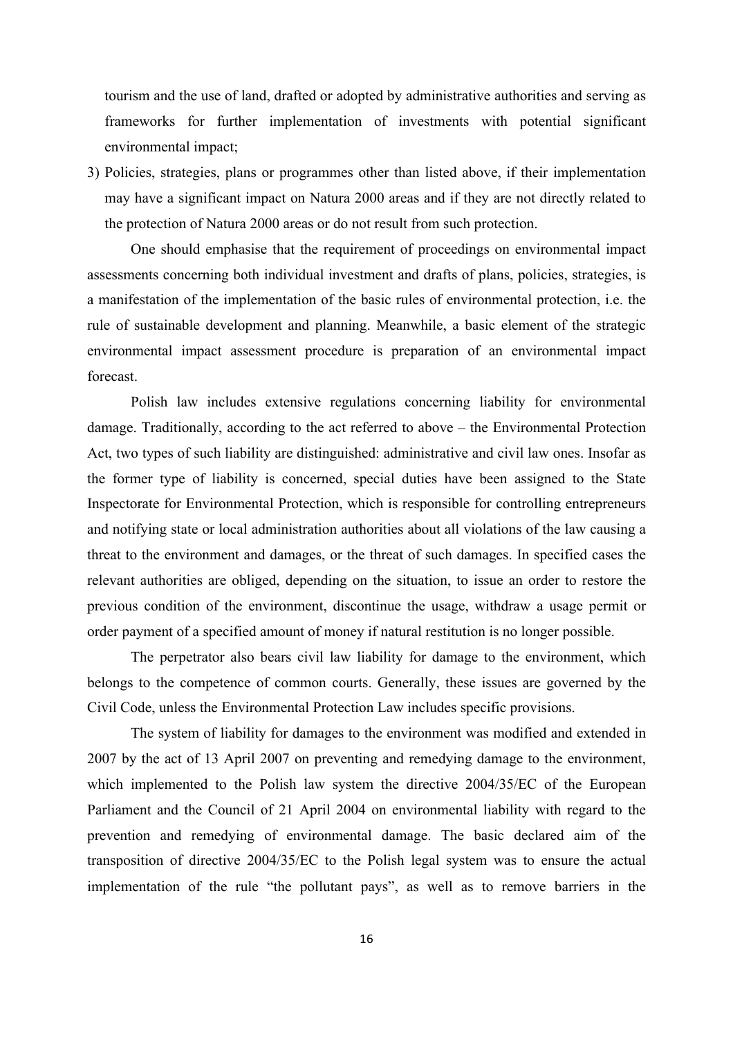tourism and the use of land, drafted or adopted by administrative authorities and serving as frameworks for further implementation of investments with potential significant environmental impact;

3) Policies, strategies, plans or programmes other than listed above, if their implementation may have a significant impact on Natura 2000 areas and if they are not directly related to the protection of Natura 2000 areas or do not result from such protection.

One should emphasise that the requirement of proceedings on environmental impact assessments concerning both individual investment and drafts of plans, policies, strategies, is a manifestation of the implementation of the basic rules of environmental protection, i.e. the rule of sustainable development and planning. Meanwhile, a basic element of the strategic environmental impact assessment procedure is preparation of an environmental impact forecast.

Polish law includes extensive regulations concerning liability for environmental damage. Traditionally, according to the act referred to above – the Environmental Protection Act, two types of such liability are distinguished: administrative and civil law ones. Insofar as the former type of liability is concerned, special duties have been assigned to the State Inspectorate for Environmental Protection, which is responsible for controlling entrepreneurs and notifying state or local administration authorities about all violations of the law causing a threat to the environment and damages, or the threat of such damages. In specified cases the relevant authorities are obliged, depending on the situation, to issue an order to restore the previous condition of the environment, discontinue the usage, withdraw a usage permit or order payment of a specified amount of money if natural restitution is no longer possible.

The perpetrator also bears civil law liability for damage to the environment, which belongs to the competence of common courts. Generally, these issues are governed by the Civil Code, unless the Environmental Protection Law includes specific provisions.

The system of liability for damages to the environment was modified and extended in 2007 by the act of 13 April 2007 on preventing and remedying damage to the environment, which implemented to the Polish law system the directive 2004/35/EC of the European Parliament and the Council of 21 April 2004 on environmental liability with regard to the prevention and remedying of environmental damage. The basic declared aim of the transposition of directive 2004/35/EC to the Polish legal system was to ensure the actual implementation of the rule "the pollutant pays", as well as to remove barriers in the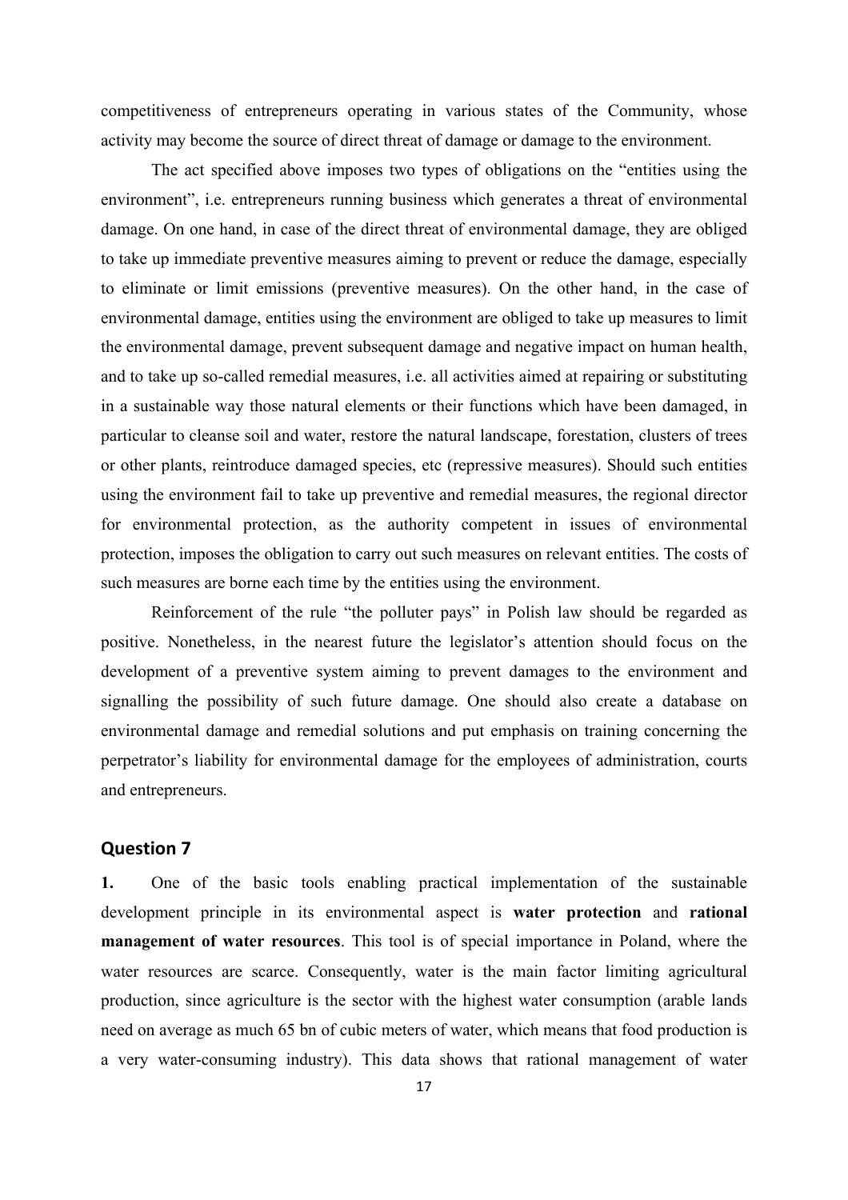competitiveness of entrepreneurs operating in various states of the Community, whose activity may become the source of direct threat of damage or damage to the environment.

The act specified above imposes two types of obligations on the "entities using the environment", i.e. entrepreneurs running business which generates a threat of environmental damage. On one hand, in case of the direct threat of environmental damage, they are obliged to take up immediate preventive measures aiming to prevent or reduce the damage, especially to eliminate or limit emissions (preventive measures). On the other hand, in the case of environmental damage, entities using the environment are obliged to take up measures to limit the environmental damage, prevent subsequent damage and negative impact on human health, and to take up so-called remedial measures, i.e. all activities aimed at repairing or substituting in a sustainable way those natural elements or their functions which have been damaged, in particular to cleanse soil and water, restore the natural landscape, forestation, clusters of trees or other plants, reintroduce damaged species, etc (repressive measures). Should such entities using the environment fail to take up preventive and remedial measures, the regional director for environmental protection, as the authority competent in issues of environmental protection, imposes the obligation to carry out such measures on relevant entities. The costs of such measures are borne each time by the entities using the environment.

Reinforcement of the rule "the polluter pays" in Polish law should be regarded as positive. Nonetheless, in the nearest future the legislator's attention should focus on the development of a preventive system aiming to prevent damages to the environment and signalling the possibility of such future damage. One should also create a database on environmental damage and remedial solutions and put emphasis on training concerning the perpetrator's liability for environmental damage for the employees of administration, courts and entrepreneurs.

## Question 7

**1.** One of the basic tools enabling practical implementation of the sustainable development principle in its environmental aspect is **water protection** and **rational management of water resources**. This tool is of special importance in Poland, where the water resources are scarce. Consequently, water is the main factor limiting agricultural production, since agriculture is the sector with the highest water consumption (arable lands need on average as much 65 bn of cubic meters of water, which means that food production is a very water-consuming industry). This data shows that rational management of water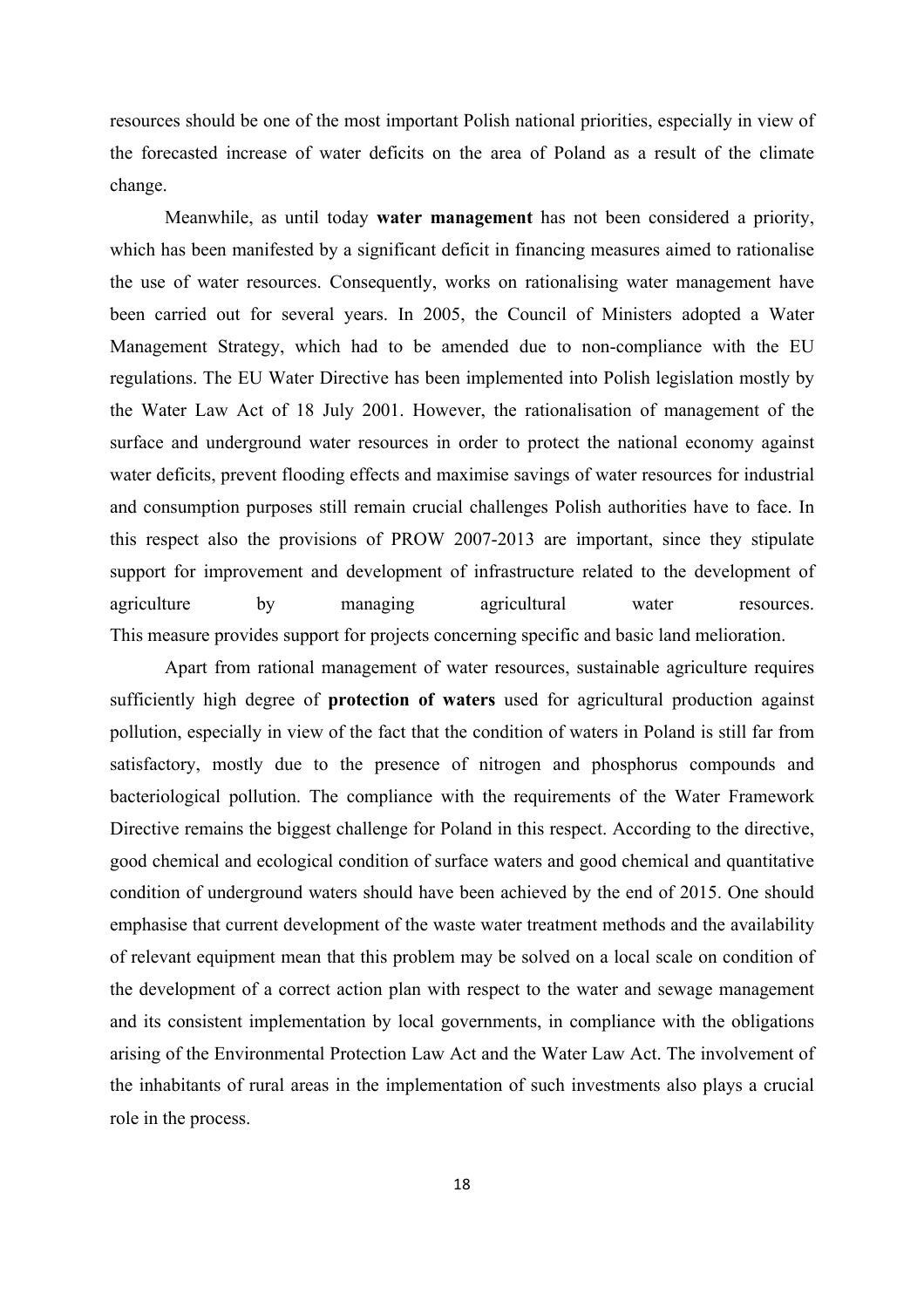resources should be one of the most important Polish national priorities, especially in view of the forecasted increase of water deficits on the area of Poland as a result of the climate change.

Meanwhile, as until today **water management** has not been considered a priority, which has been manifested by a significant deficit in financing measures aimed to rationalise the use of water resources. Consequently, works on rationalising water management have been carried out for several years. In 2005, the Council of Ministers adopted a Water Management Strategy, which had to be amended due to non-compliance with the EU regulations. The EU Water Directive has been implemented into Polish legislation mostly by the Water Law Act of 18 July 2001. However, the rationalisation of management of the surface and underground water resources in order to protect the national economy against water deficits, prevent flooding effects and maximise savings of water resources for industrial and consumption purposes still remain crucial challenges Polish authorities have to face. In this respect also the provisions of PROW 2007-2013 are important, since they stipulate support for improvement and development of infrastructure related to the development of agriculture by managing agricultural water resources. This measure provides support for projects concerning specific and basic land melioration.

Apart from rational management of water resources, sustainable agriculture requires sufficiently high degree of **protection of waters** used for agricultural production against pollution, especially in view of the fact that the condition of waters in Poland is still far from satisfactory, mostly due to the presence of nitrogen and phosphorus compounds and bacteriological pollution. The compliance with the requirements of the Water Framework Directive remains the biggest challenge for Poland in this respect. According to the directive, good chemical and ecological condition of surface waters and good chemical and quantitative condition of underground waters should have been achieved by the end of 2015. One should emphasise that current development of the waste water treatment methods and the availability of relevant equipment mean that this problem may be solved on a local scale on condition of the development of a correct action plan with respect to the water and sewage management and its consistent implementation by local governments, in compliance with the obligations arising of the Environmental Protection Law Act and the Water Law Act. The involvement of the inhabitants of rural areas in the implementation of such investments also plays a crucial role in the process.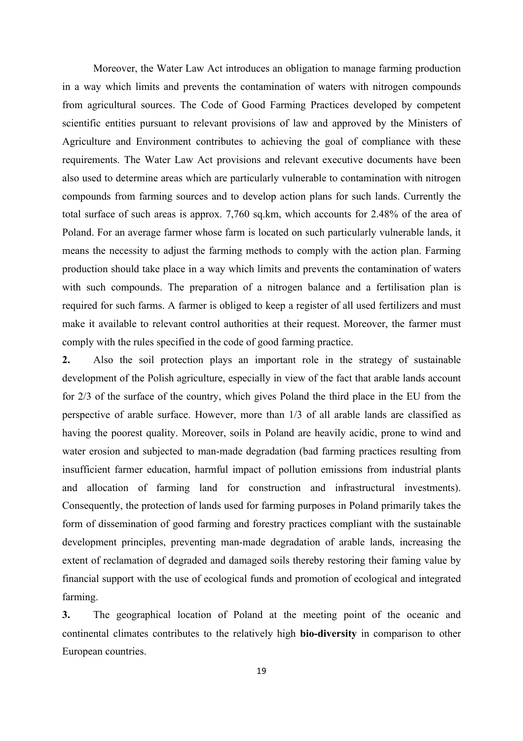Moreover, the Water Law Act introduces an obligation to manage farming production in a way which limits and prevents the contamination of waters with nitrogen compounds from agricultural sources. The Code of Good Farming Practices developed by competent scientific entities pursuant to relevant provisions of law and approved by the Ministers of Agriculture and Environment contributes to achieving the goal of compliance with these requirements. The Water Law Act provisions and relevant executive documents have been also used to determine areas which are particularly vulnerable to contamination with nitrogen compounds from farming sources and to develop action plans for such lands. Currently the total surface of such areas is approx. 7,760 sq.km, which accounts for 2.48% of the area of Poland. For an average farmer whose farm is located on such particularly vulnerable lands, it means the necessity to adjust the farming methods to comply with the action plan. Farming production should take place in a way which limits and prevents the contamination of waters with such compounds. The preparation of a nitrogen balance and a fertilisation plan is required for such farms. A farmer is obliged to keep a register of all used fertilizers and must make it available to relevant control authorities at their request. Moreover, the farmer must comply with the rules specified in the code of good farming practice.

**2.** Also the soil protection plays an important role in the strategy of sustainable development of the Polish agriculture, especially in view of the fact that arable lands account for 2/3 of the surface of the country, which gives Poland the third place in the EU from the perspective of arable surface. However, more than 1/3 of all arable lands are classified as having the poorest quality. Moreover, soils in Poland are heavily acidic, prone to wind and water erosion and subjected to man-made degradation (bad farming practices resulting from insufficient farmer education, harmful impact of pollution emissions from industrial plants and allocation of farming land for construction and infrastructural investments). Consequently, the protection of lands used for farming purposes in Poland primarily takes the form of dissemination of good farming and forestry practices compliant with the sustainable development principles, preventing man-made degradation of arable lands, increasing the extent of reclamation of degraded and damaged soils thereby restoring their faming value by financial support with the use of ecological funds and promotion of ecological and integrated farming.

**3.** The geographical location of Poland at the meeting point of the oceanic and continental climates contributes to the relatively high **bio-diversity** in comparison to other European countries.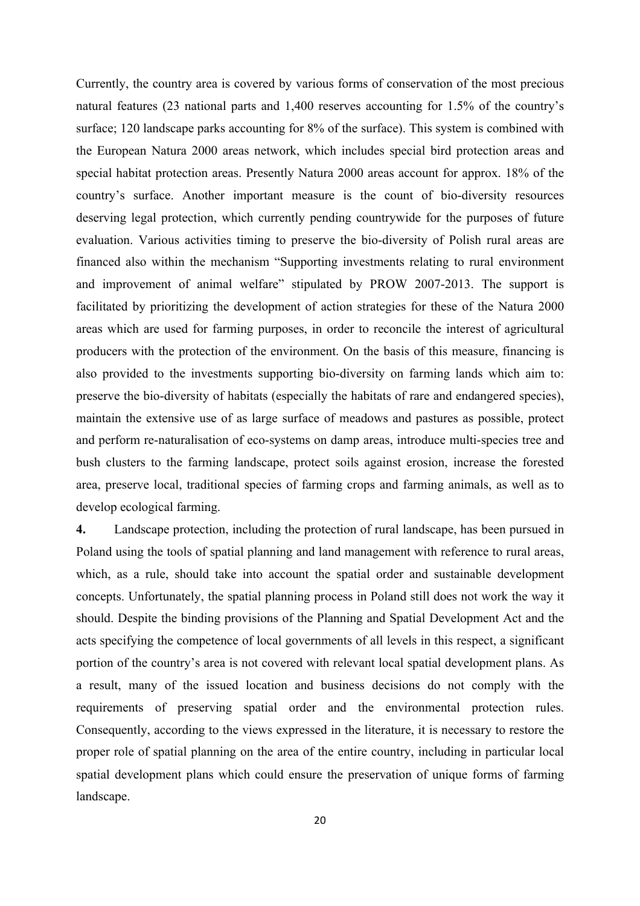Currently, the country area is covered by various forms of conservation of the most precious natural features (23 national parts and 1,400 reserves accounting for 1.5% of the country's surface; 120 landscape parks accounting for 8% of the surface). This system is combined with the European Natura 2000 areas network, which includes special bird protection areas and special habitat protection areas. Presently Natura 2000 areas account for approx. 18% of the country's surface. Another important measure is the count of bio-diversity resources deserving legal protection, which currently pending countrywide for the purposes of future evaluation. Various activities timing to preserve the bio-diversity of Polish rural areas are financed also within the mechanism "Supporting investments relating to rural environment and improvement of animal welfare" stipulated by PROW 2007-2013. The support is facilitated by prioritizing the development of action strategies for these of the Natura 2000 areas which are used for farming purposes, in order to reconcile the interest of agricultural producers with the protection of the environment. On the basis of this measure, financing is also provided to the investments supporting bio-diversity on farming lands which aim to: preserve the bio-diversity of habitats (especially the habitats of rare and endangered species), maintain the extensive use of as large surface of meadows and pastures as possible, protect and perform re-naturalisation of eco-systems on damp areas, introduce multi-species tree and bush clusters to the farming landscape, protect soils against erosion, increase the forested area, preserve local, traditional species of farming crops and farming animals, as well as to develop ecological farming.

**4.** Landscape protection, including the protection of rural landscape, has been pursued in Poland using the tools of spatial planning and land management with reference to rural areas, which, as a rule, should take into account the spatial order and sustainable development concepts. Unfortunately, the spatial planning process in Poland still does not work the way it should. Despite the binding provisions of the Planning and Spatial Development Act and the acts specifying the competence of local governments of all levels in this respect, a significant portion of the country's area is not covered with relevant local spatial development plans. As a result, many of the issued location and business decisions do not comply with the requirements of preserving spatial order and the environmental protection rules. Consequently, according to the views expressed in the literature, it is necessary to restore the proper role of spatial planning on the area of the entire country, including in particular local spatial development plans which could ensure the preservation of unique forms of farming landscape.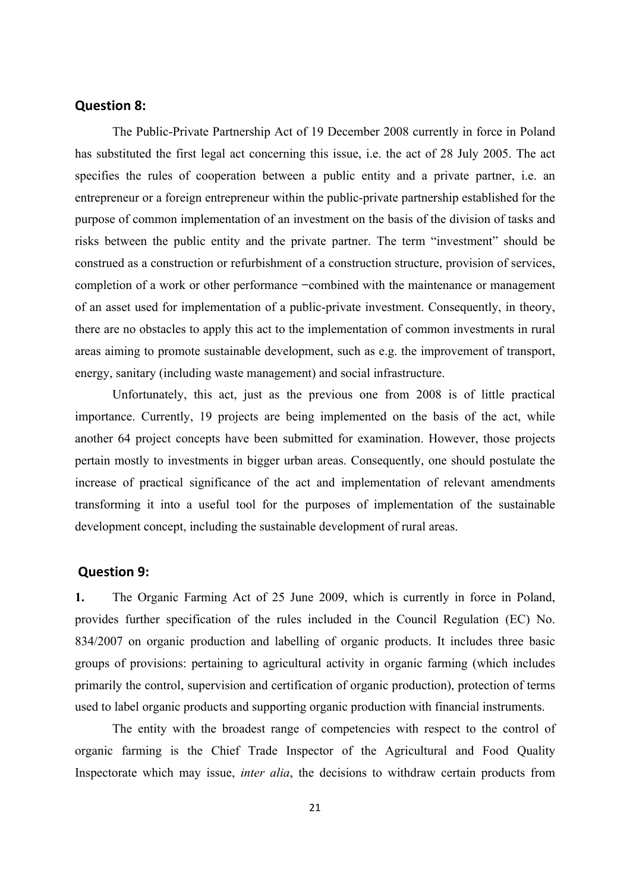## Question 8:

The Public-Private Partnership Act of 19 December 2008 currently in force in Poland has substituted the first legal act concerning this issue, i.e. the act of 28 July 2005. The act specifies the rules of cooperation between a public entity and a private partner, i.e. an entrepreneur or a foreign entrepreneur within the public-private partnership established for the purpose of common implementation of an investment on the basis of the division of tasks and risks between the public entity and the private partner. The term "investment" should be construed as a construction or refurbishment of a construction structure, provision of services, completion of a work or other performance −combined with the maintenance or management of an asset used for implementation of a public-private investment. Consequently, in theory, there are no obstacles to apply this act to the implementation of common investments in rural areas aiming to promote sustainable development, such as e.g. the improvement of transport, energy, sanitary (including waste management) and social infrastructure.

Unfortunately, this act, just as the previous one from 2008 is of little practical importance. Currently, 19 projects are being implemented on the basis of the act, while another 64 project concepts have been submitted for examination. However, those projects pertain mostly to investments in bigger urban areas. Consequently, one should postulate the increase of practical significance of the act and implementation of relevant amendments transforming it into a useful tool for the purposes of implementation of the sustainable development concept, including the sustainable development of rural areas.

## Question 9:

**1.** The Organic Farming Act of 25 June 2009, which is currently in force in Poland, provides further specification of the rules included in the Council Regulation (EC) No. 834/2007 on organic production and labelling of organic products. It includes three basic groups of provisions: pertaining to agricultural activity in organic farming (which includes primarily the control, supervision and certification of organic production), protection of terms used to label organic products and supporting organic production with financial instruments.

The entity with the broadest range of competencies with respect to the control of organic farming is the Chief Trade Inspector of the Agricultural and Food Quality Inspectorate which may issue, *inter alia*, the decisions to withdraw certain products from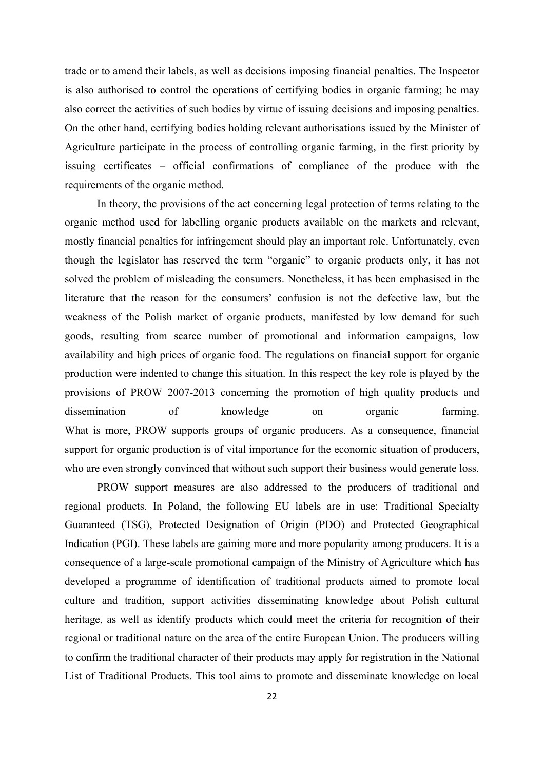trade or to amend their labels, as well as decisions imposing financial penalties. The Inspector is also authorised to control the operations of certifying bodies in organic farming; he may also correct the activities of such bodies by virtue of issuing decisions and imposing penalties. On the other hand, certifying bodies holding relevant authorisations issued by the Minister of Agriculture participate in the process of controlling organic farming, in the first priority by issuing certificates – official confirmations of compliance of the produce with the requirements of the organic method.

In theory, the provisions of the act concerning legal protection of terms relating to the organic method used for labelling organic products available on the markets and relevant, mostly financial penalties for infringement should play an important role. Unfortunately, even though the legislator has reserved the term "organic" to organic products only, it has not solved the problem of misleading the consumers. Nonetheless, it has been emphasised in the literature that the reason for the consumers' confusion is not the defective law, but the weakness of the Polish market of organic products, manifested by low demand for such goods, resulting from scarce number of promotional and information campaigns, low availability and high prices of organic food. The regulations on financial support for organic production were indented to change this situation. In this respect the key role is played by the provisions of PROW 2007-2013 concerning the promotion of high quality products and dissemination of knowledge on organic farming. What is more, PROW supports groups of organic producers. As a consequence, financial support for organic production is of vital importance for the economic situation of producers, who are even strongly convinced that without such support their business would generate loss.

PROW support measures are also addressed to the producers of traditional and regional products. In Poland, the following EU labels are in use: Traditional Specialty Guaranteed (TSG), Protected Designation of Origin (PDO) and Protected Geographical Indication (PGI). These labels are gaining more and more popularity among producers. It is a consequence of a large-scale promotional campaign of the Ministry of Agriculture which has developed a programme of identification of traditional products aimed to promote local culture and tradition, support activities disseminating knowledge about Polish cultural heritage, as well as identify products which could meet the criteria for recognition of their regional or traditional nature on the area of the entire European Union. The producers willing to confirm the traditional character of their products may apply for registration in the National List of Traditional Products. This tool aims to promote and disseminate knowledge on local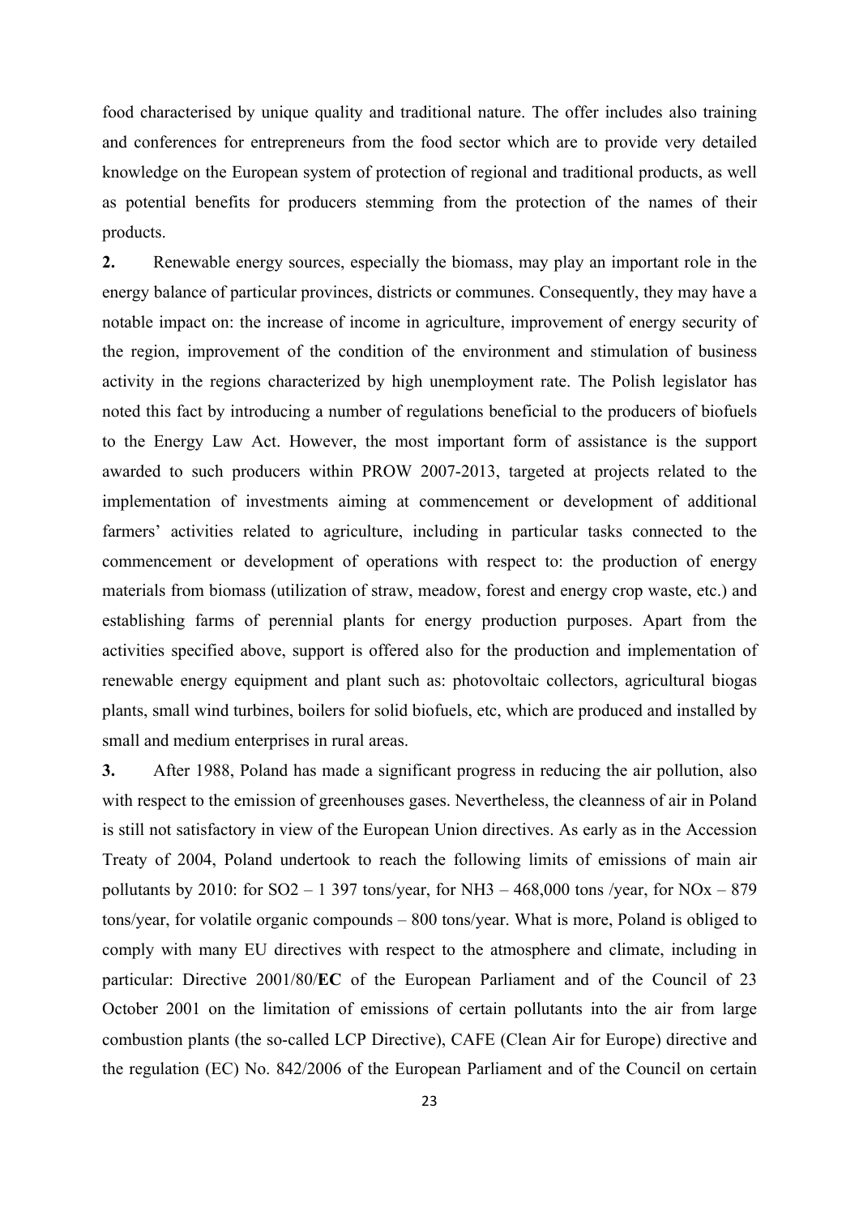food characterised by unique quality and traditional nature. The offer includes also training and conferences for entrepreneurs from the food sector which are to provide very detailed knowledge on the European system of protection of regional and traditional products, as well as potential benefits for producers stemming from the protection of the names of their products.

**2.** Renewable energy sources, especially the biomass, may play an important role in the energy balance of particular provinces, districts or communes. Consequently, they may have a notable impact on: the increase of income in agriculture, improvement of energy security of the region, improvement of the condition of the environment and stimulation of business activity in the regions characterized by high unemployment rate. The Polish legislator has noted this fact by introducing a number of regulations beneficial to the producers of biofuels to the Energy Law Act. However, the most important form of assistance is the support awarded to such producers within PROW 2007-2013, targeted at projects related to the implementation of investments aiming at commencement or development of additional farmers' activities related to agriculture, including in particular tasks connected to the commencement or development of operations with respect to: the production of energy materials from biomass (utilization of straw, meadow, forest and energy crop waste, etc.) and establishing farms of perennial plants for energy production purposes. Apart from the activities specified above, support is offered also for the production and implementation of renewable energy equipment and plant such as: photovoltaic collectors, agricultural biogas plants, small wind turbines, boilers for solid biofuels, etc, which are produced and installed by small and medium enterprises in rural areas.

**3.** After 1988, Poland has made a significant progress in reducing the air pollution, also with respect to the emission of greenhouses gases. Nevertheless, the cleanness of air in Poland is still not satisfactory in view of the European Union directives. As early as in the Accession Treaty of 2004, Poland undertook to reach the following limits of emissions of main air pollutants by 2010: for $SO_2$ – 1 397 tons/year, for $NH_3$ – 468,000 tons /year, for $NO_x$ – 879 tons/year, for volatile organic compounds – 800 tons/year. What is more, Poland is obliged to comply with many EU directives with respect to the atmosphere and climate, including in particular: Directive 2001/80/**EC** of the European Parliament and of the Council of 23 October 2001 on the limitation of emissions of certain pollutants into the air from large combustion plants (the so-called LCP Directive), CAFE (Clean Air for Europe) directive and the regulation (EC) No. 842/2006 of the European Parliament and of the Council on certain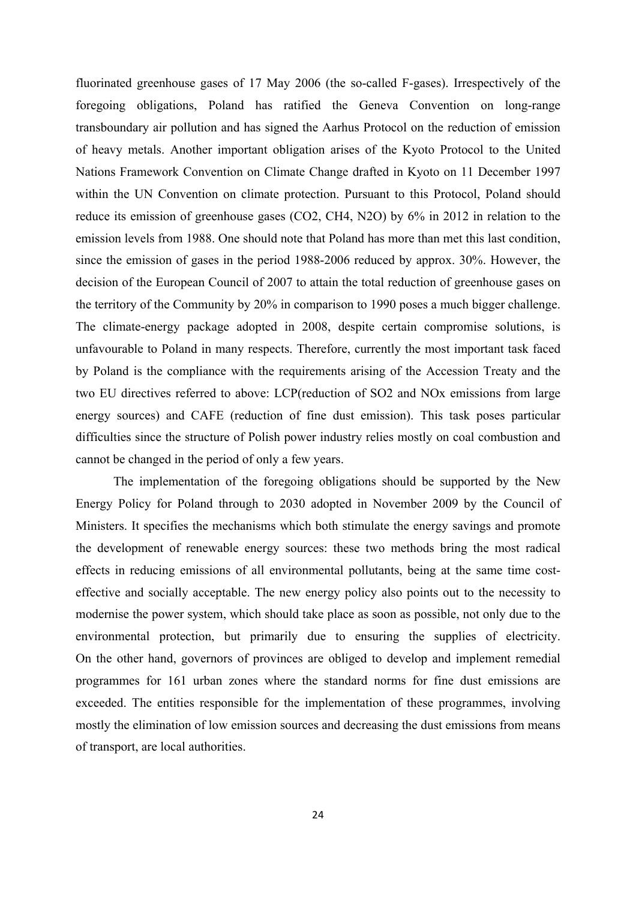fluorinated greenhouse gases of 17 May 2006 (the so-called F-gases). Irrespectively of the foregoing obligations, Poland has ratified the Geneva Convention on long-range transboundary air pollution and has signed the Aarhus Protocol on the reduction of emission of heavy metals. Another important obligation arises of the Kyoto Protocol to the United Nations Framework Convention on Climate Change drafted in Kyoto on 11 December 1997 within the UN Convention on climate protection. Pursuant to this Protocol, Poland should reduce its emission of greenhouse gases ($CO_2$, $CH_4$, $N_2O$) by 6% in 2012 in relation to the emission levels from 1988. One should note that Poland has more than met this last condition, since the emission of gases in the period 1988-2006 reduced by approx. 30%. However, the decision of the European Council of 2007 to attain the total reduction of greenhouse gases on the territory of the Community by 20% in comparison to 1990 poses a much bigger challenge. The climate-energy package adopted in 2008, despite certain compromise solutions, is unfavourable to Poland in many respects. Therefore, currently the most important task faced by Poland is the compliance with the requirements arising of the Accession Treaty and the two EU directives referred to above: LCP(reduction of $SO_2$ and $NO_x$ emissions from large energy sources) and CAFE (reduction of fine dust emission). This task poses particular difficulties since the structure of Polish power industry relies mostly on coal combustion and cannot be changed in the period of only a few years.

The implementation of the foregoing obligations should be supported by the New Energy Policy for Poland through to 2030 adopted in November 2009 by the Council of Ministers. It specifies the mechanisms which both stimulate the energy savings and promote the development of renewable energy sources: these two methods bring the most radical effects in reducing emissions of all environmental pollutants, being at the same time cost-effective and socially acceptable. The new energy policy also points out to the necessity to modernise the power system, which should take place as soon as possible, not only due to the environmental protection, but primarily due to ensuring the supplies of electricity. On the other hand, governors of provinces are obliged to develop and implement remedial programmes for 161 urban zones where the standard norms for fine dust emissions are exceeded. The entities responsible for the implementation of these programmes, involving mostly the elimination of low emission sources and decreasing the dust emissions from means of transport, are local authorities.